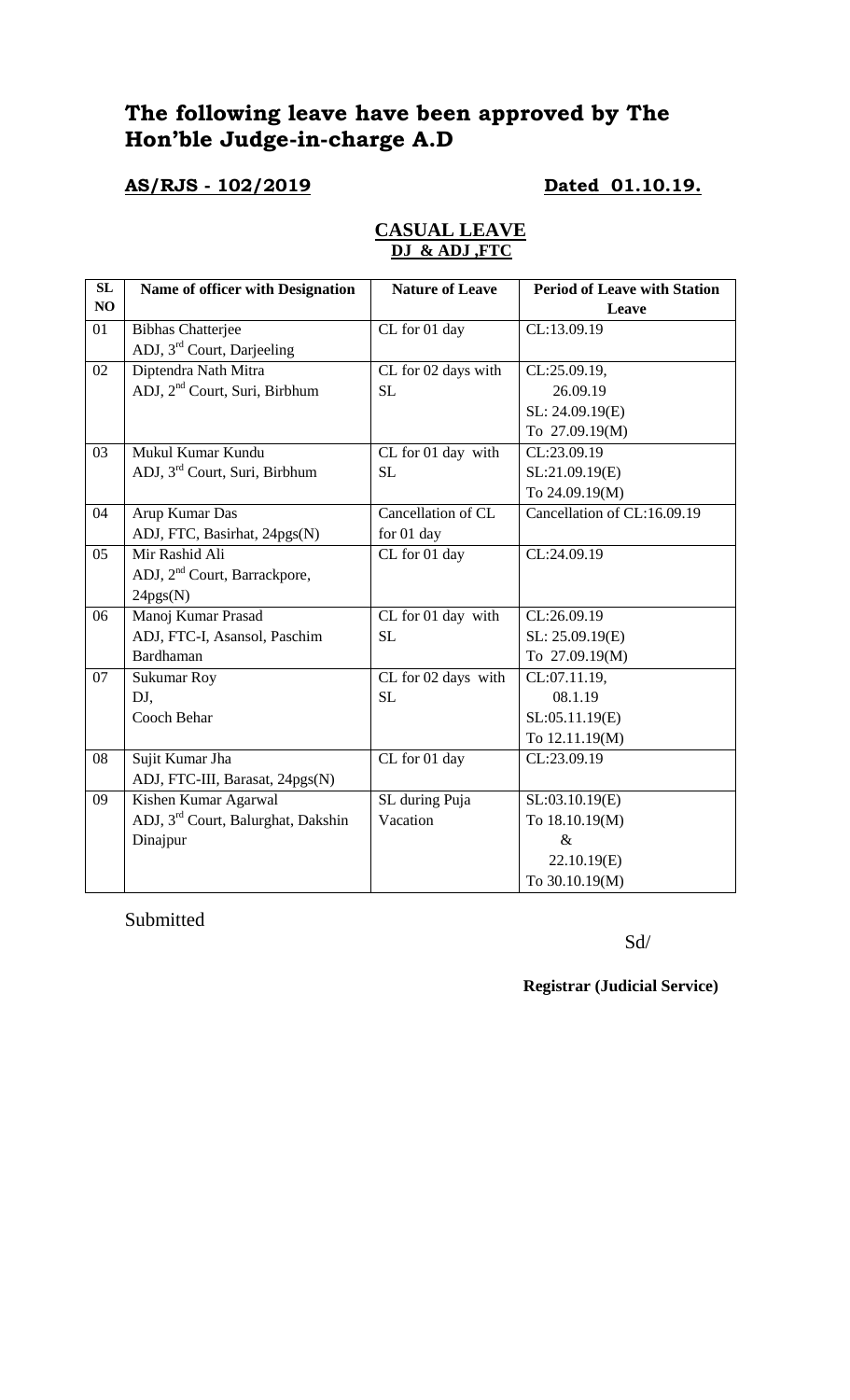# The following leave have been approved by The Hon'ble Judge-in-charge A.D

**AS/RJS - 102/2019** **Dated 01.10.19.**

## CASUAL LEAVE
### DJ & ADJ ,FTC

| SL NO | Name of officer with Designation | Nature of Leave | Period of Leave with Station Leave |
|---|---|---|---|
| 01 | Bibhas Chatterjee<br>ADJ, 3rd Court, Darjeeling | CL for 01 day | CL:13.09.19 |
| 02 | Diptendra Nath Mitra<br>ADJ, 2nd Court, Suri, Birbhum | CL for 02 days with SL | CL:25.09.19,<br>26.09.19<br>SL: 24.09.19(E)<br>To 27.09.19(M) |
| 03 | Mukul Kumar Kundu<br>ADJ, 3rd Court, Suri, Birbhum | CL for 01 day with SL | CL:23.09.19<br>SL:21.09.19(E)<br>To 24.09.19(M) |
| 04 | Arup Kumar Das<br>ADJ, FTC, Basirhat, 24pgs(N) | Cancellation of CL for 01 day | Cancellation of CL:16.09.19 |
| 05 | Mir Rashid Ali<br>ADJ, 2nd Court, Barrackpore, 24pgs(N) | CL for 01 day | CL:24.09.19 |
| 06 | Manoj Kumar Prasad<br>ADJ, FTC-I, Asansol, Paschim Bardhaman | CL for 01 day with SL | CL:26.09.19<br>SL: 25.09.19(E)<br>To 27.09.19(M) |
| 07 | Sukumar Roy<br>DJ,<br>Cooch Behar | CL for 02 days with SL | CL:07.11.19,<br>08.1.19<br>SL:05.11.19(E)<br>To 12.11.19(M) |
| 08 | Sujit Kumar Jha<br>ADJ, FTC-III, Barasat, 24pgs(N) | CL for 01 day | CL:23.09.19 |
| 09 | Kishen Kumar Agarwal<br>ADJ, 3rd Court, Balurghat, Dakshin Dinajpur | SL during Puja Vacation | SL:03.10.19(E)<br>To 18.10.19(M)<br>&<br>22.10.19(E)<br>To 30.10.19(M) |

Submitted

Sd/

**Registrar (Judicial Service)**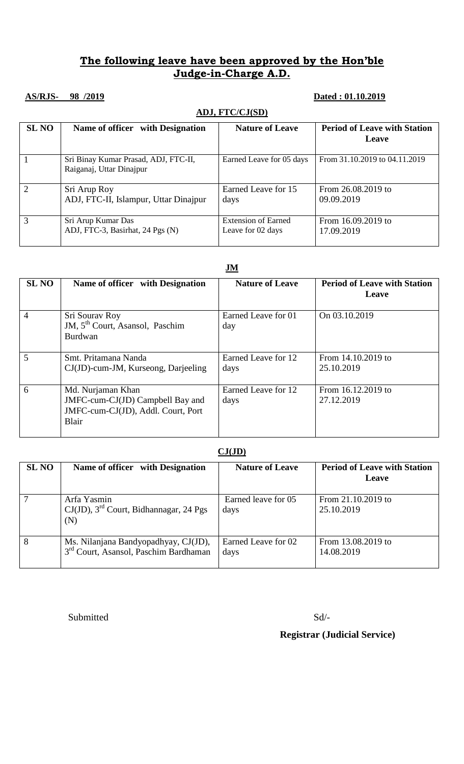# **The following leave have been approved by the Hon'ble Judge-in-Charge A.D.**

**AS/RJS- 98 /2019** **Dated : 01.10.2019**

**ADJ, FTC/CJ(SD)**

| SL NO | Name of officer with Designation | Nature of Leave | Period of Leave with Station Leave |
|---|---|---|---|
| 1 | Sri Binay Kumar Prasad, ADJ, FTC-II, Raiganaj, Uttar Dinajpur | Earned Leave for 05 days | From 31.10.2019 to 04.11.2019 |
| 2 | Sri Arup Roy ADJ, FTC-II, Islampur, Uttar Dinajpur | Earned Leave for 15 days | From 26.08.2019 to 09.09.2019 |
| 3 | Sri Arup Kumar Das ADJ, FTC-3, Basirhat, 24 Pgs (N) | Extension of Earned Leave for 02 days | From 16.09.2019 to 17.09.2019 |

**JM**

| SL NO | Name of officer with Designation | Nature of Leave | Period of Leave with Station Leave |
|---|---|---|---|
| 4 | Sri Sourav Roy JM, 5th Court, Asansol, Paschim Burdwan | Earned Leave for 01 day | On 03.10.2019 |
| 5 | Smt. Pritamana Nanda CJ(JD)-cum-JM, Kurseong, Darjeeling | Earned Leave for 12 days | From 14.10.2019 to 25.10.2019 |
| 6 | Md. Nurjaman Khan JMFC-cum-CJ(JD) Campbell Bay and JMFC-cum-CJ(JD), Addl. Court, Port Blair | Earned Leave for 12 days | From 16.12.2019 to 27.12.2019 |

**CJ(JD)**

| SL NO | Name of officer with Designation | Nature of Leave | Period of Leave with Station Leave |
|---|---|---|---|
| 7 | Arfa Yasmin CJ(JD), 3rd Court, Bidhannagar, 24 Pgs (N) | Earned leave for 05 days | From 21.10.2019 to 25.10.2019 |
| 8 | Ms. Nilanjana Bandyopadhyay, CJ(JD), 3rd Court, Asansol, Paschim Bardhaman | Earned Leave for 02 days | From 13.08.2019 to 14.08.2019 |

Submitted

Sd/-

**Registrar (Judicial Service)**